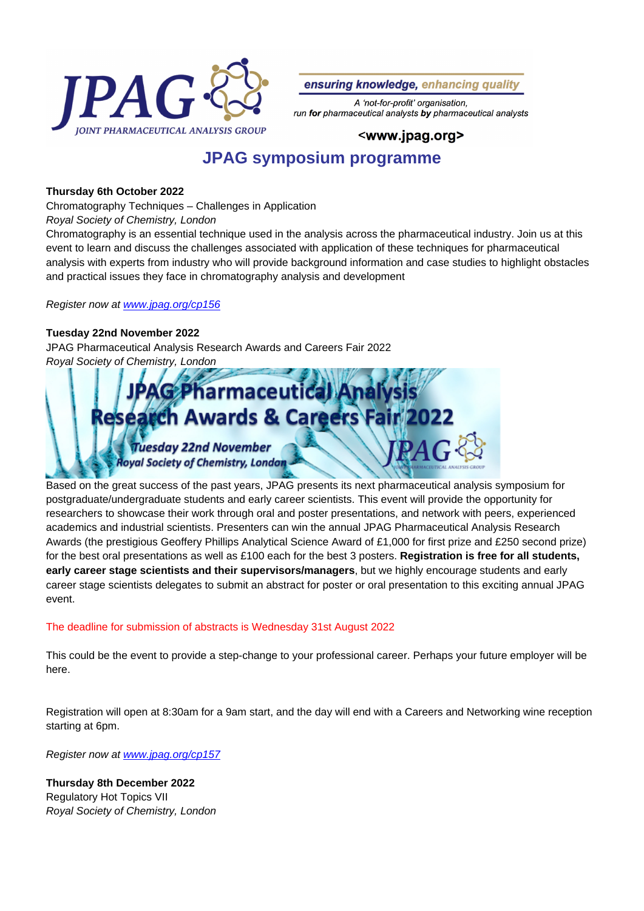JPAG JOINT PHARMACEUTICAL ANALYSIS GROUP

**ensuring knowledge, enhancing quality**

*A 'not-for-profit' organisation, run **for** pharmaceutical analysts **by** pharmaceutical analysts*

<www.jpag.org>

# JPAG symposium programme

**Thursday 6th October 2022**
Chromatography Techniques – Challenges in Application
*Royal Society of Chemistry, London*
Chromatography is an essential technique used in the analysis across the pharmaceutical industry. Join us at this event to learn and discuss the challenges associated with application of these techniques for pharmaceutical analysis with experts from industry who will provide background information and case studies to highlight obstacles and practical issues they face in chromatography analysis and development

*Register now at www.jpag.org/cp156*

**Tuesday 22nd November 2022**
JPAG Pharmaceutical Analysis Research Awards and Careers Fair 2022
*Royal Society of Chemistry, London*

JPAG Pharmaceutical Analysis Research Awards & Careers Fair 2022
Tuesday 22nd November
Royal Society of Chemistry, London

Based on the great success of the past years, JPAG presents its next pharmaceutical analysis symposium for postgraduate/undergraduate students and early career scientists. This event will provide the opportunity for researchers to showcase their work through oral and poster presentations, and network with peers, experienced academics and industrial scientists. Presenters can win the annual JPAG Pharmaceutical Analysis Research Awards (the prestigious Geoffery Phillips Analytical Science Award of £1,000 for first prize and £250 second prize) for the best oral presentations as well as £100 each for the best 3 posters. **Registration is free for all students, early career stage scientists and their supervisors/managers**, but we highly encourage students and early career stage scientists delegates to submit an abstract for poster or oral presentation to this exciting annual JPAG event.

The deadline for submission of abstracts is Wednesday 31st August 2022

This could be the event to provide a step-change to your professional career. Perhaps your future employer will be here.

Registration will open at 8:30am for a 9am start, and the day will end with a Careers and Networking wine reception starting at 6pm.

*Register now at www.jpag.org/cp157*

**Thursday 8th December 2022**
Regulatory Hot Topics VII
*Royal Society of Chemistry, London*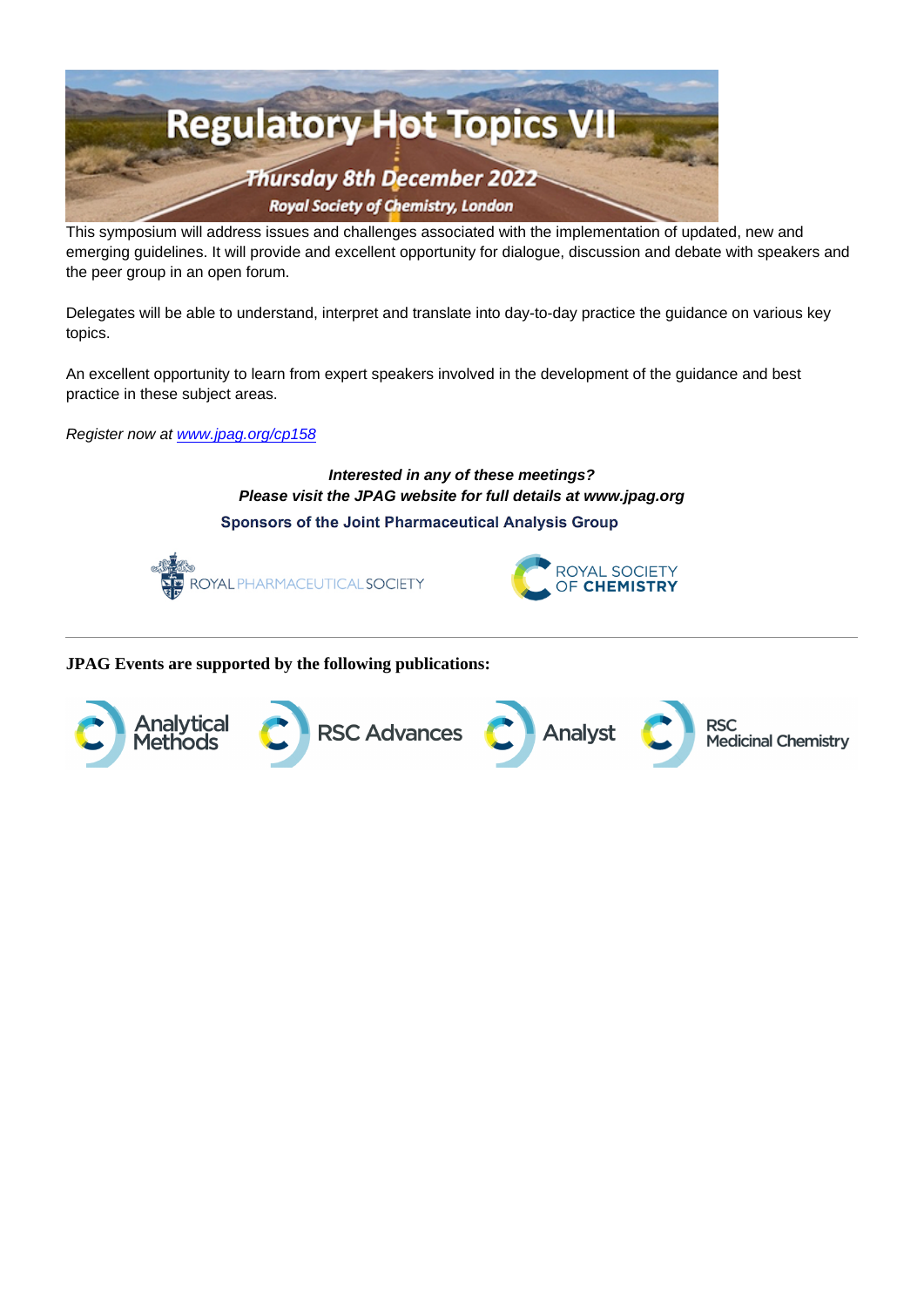# Regulatory Hot Topics VII

*Thursday 8th December 2022*

*Royal Society of Chemistry, London*

This symposium will address issues and challenges associated with the implementation of updated, new and emerging guidelines. It will provide and excellent opportunity for dialogue, discussion and debate with speakers and the peer group in an open forum.

Delegates will be able to understand, interpret and translate into day-to-day practice the guidance on various key topics.

An excellent opportunity to learn from expert speakers involved in the development of the guidance and best practice in these subject areas.

*Register now at [www.jpag.org/cp158](www.jpag.org/cp158)*

***Interested in any of these meetings?***
***Please visit the JPAG website for full details at www.jpag.org***

**Sponsors of the Joint Pharmaceutical Analysis Group**

ROYAL PHARMACEUTICAL SOCIETY

ROYAL SOCIETY OF CHEMISTRY

---

**JPAG Events are supported by the following publications:**

Analytical Methods | RSC Advances | Analyst | RSC Medicinal Chemistry